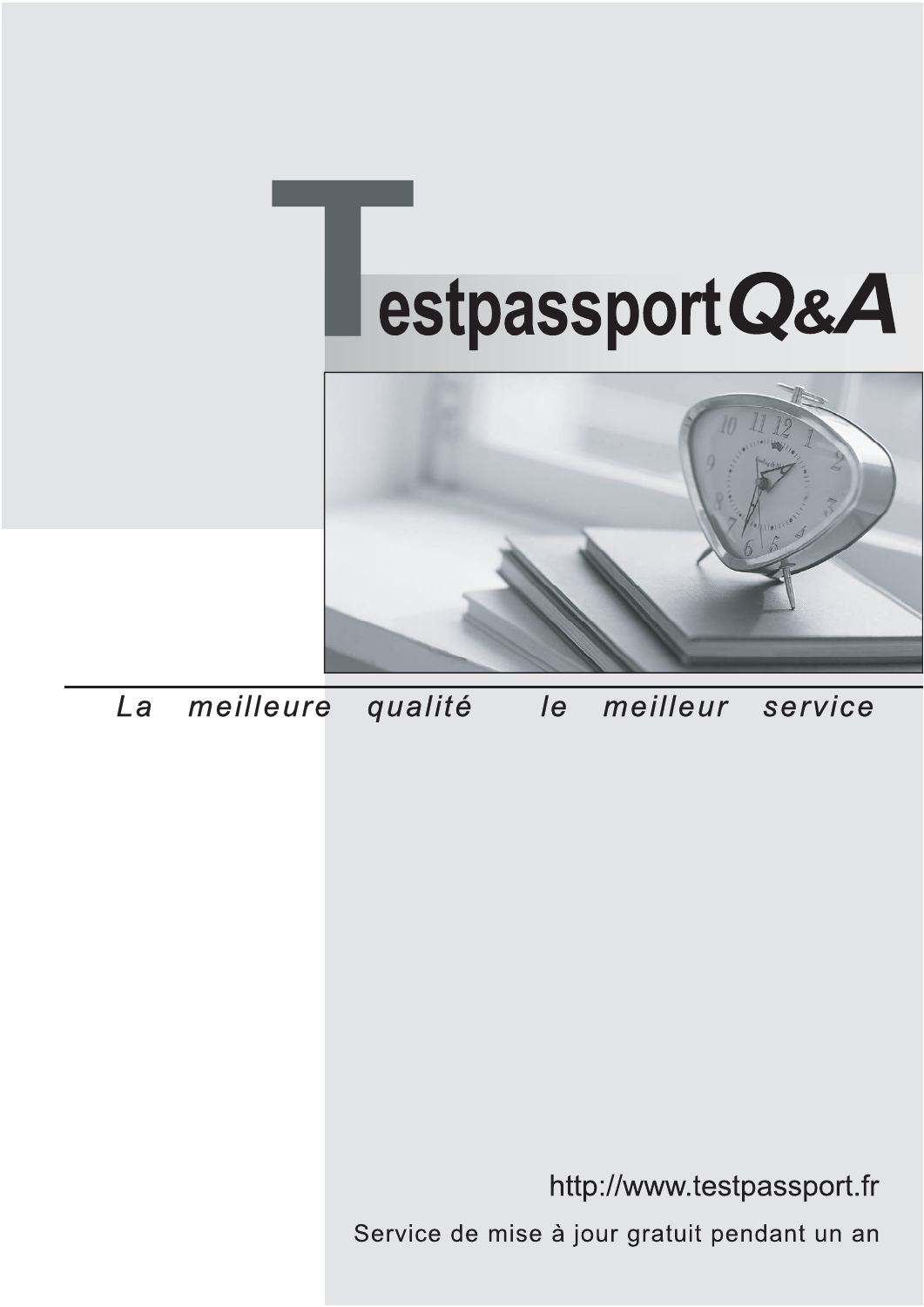# TestpassportQ&A

*La meilleure qualité le meilleur service*

http://www.testpassport.fr

Service de mise à jour gratuit pendant un an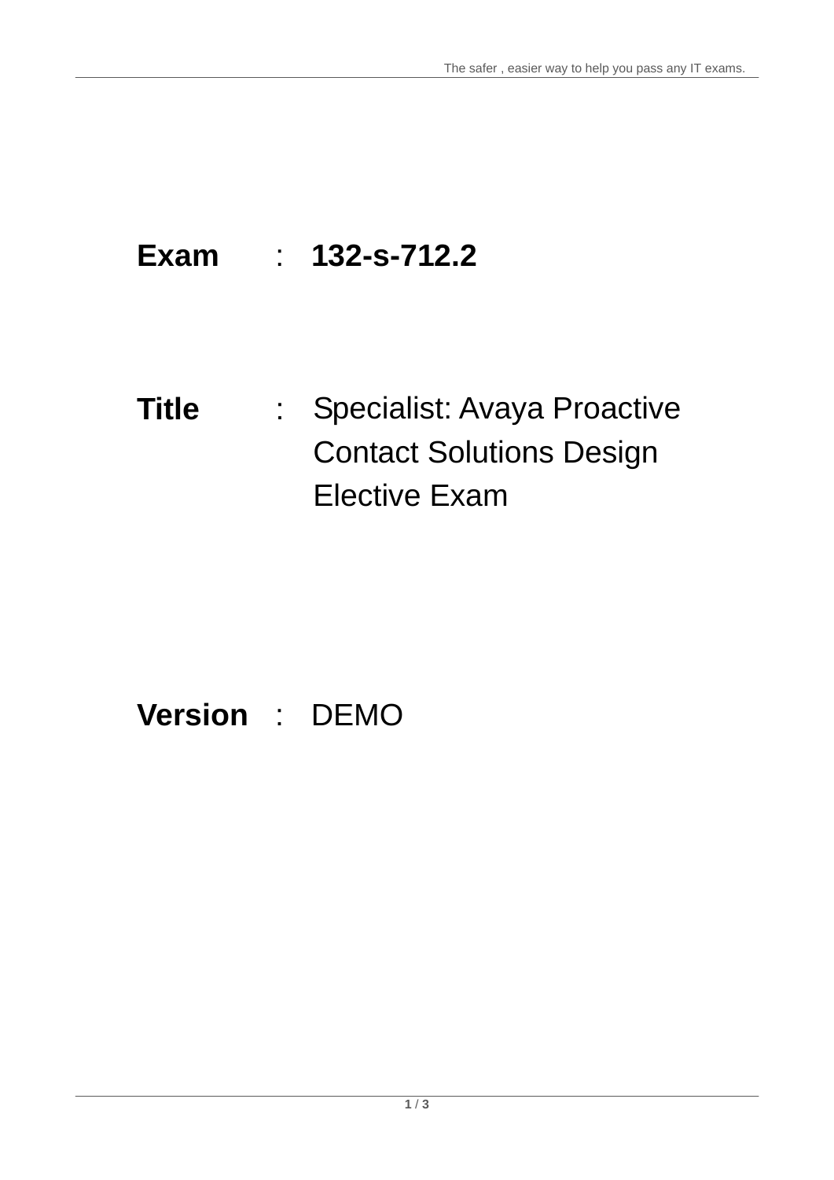**Exam** : **132-s-712.2**

**Title** : Specialist: Avaya Proactive Contact Solutions Design Elective Exam

**Version** : DEMO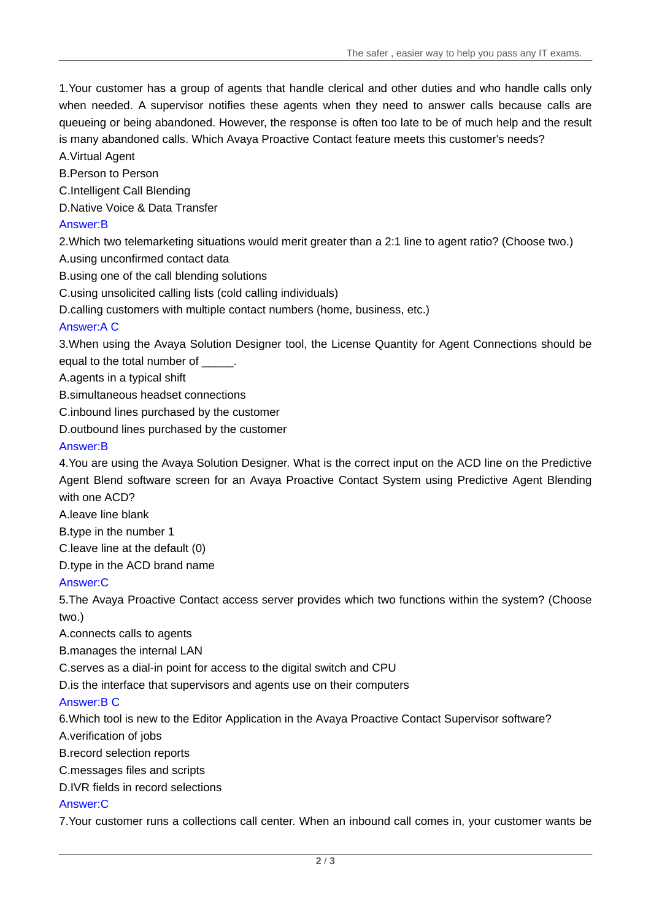1.Your customer has a group of agents that handle clerical and other duties and who handle calls only when needed. A supervisor notifies these agents when they need to answer calls because calls are queueing or being abandoned. However, the response is often too late to be of much help and the result is many abandoned calls. Which Avaya Proactive Contact feature meets this customer's needs?

A.Virtual Agent

B.Person to Person

C.Intelligent Call Blending

D.Native Voice & Data Transfer

Answer:B

2.Which two telemarketing situations would merit greater than a 2:1 line to agent ratio? (Choose two.)

A.using unconfirmed contact data

B.using one of the call blending solutions

C.using unsolicited calling lists (cold calling individuals)

D.calling customers with multiple contact numbers (home, business, etc.)

Answer:A C

3.When using the Avaya Solution Designer tool, the License Quantity for Agent Connections should be equal to the total number of _____.

A.agents in a typical shift

B.simultaneous headset connections

C.inbound lines purchased by the customer

D.outbound lines purchased by the customer

Answer:B

4.You are using the Avaya Solution Designer. What is the correct input on the ACD line on the Predictive Agent Blend software screen for an Avaya Proactive Contact System using Predictive Agent Blending with one ACD?

A.leave line blank

B.type in the number 1

C.leave line at the default (0)

D.type in the ACD brand name

Answer:C

5.The Avaya Proactive Contact access server provides which two functions within the system? (Choose two.)

A.connects calls to agents

B.manages the internal LAN

C.serves as a dial-in point for access to the digital switch and CPU

D.is the interface that supervisors and agents use on their computers

Answer:B C

6.Which tool is new to the Editor Application in the Avaya Proactive Contact Supervisor software?

A.verification of jobs

B.record selection reports

C.messages files and scripts

D.IVR fields in record selections

Answer:C

7.Your customer runs a collections call center. When an inbound call comes in, your customer wants be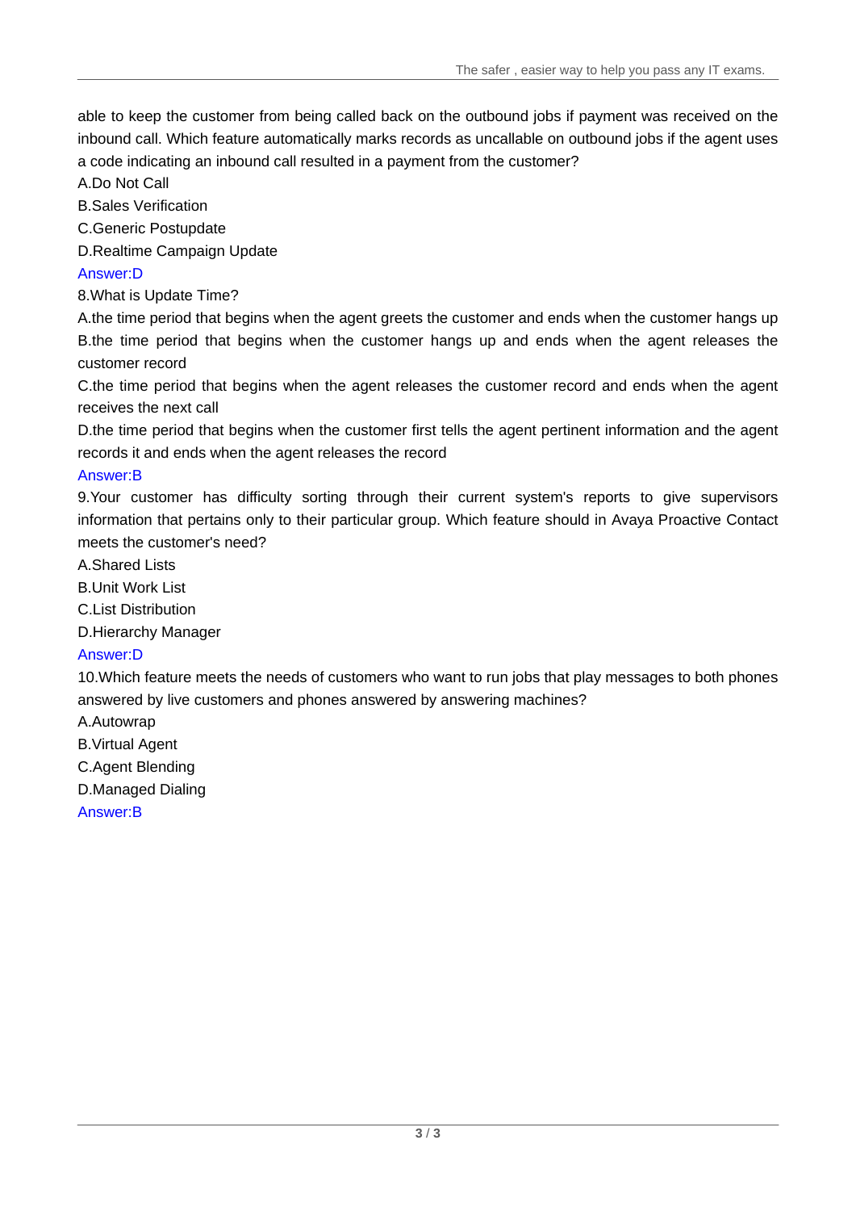able to keep the customer from being called back on the outbound jobs if payment was received on the inbound call. Which feature automatically marks records as uncallable on outbound jobs if the agent uses a code indicating an inbound call resulted in a payment from the customer?

A.Do Not Call

B.Sales Verification

C.Generic Postupdate

D.Realtime Campaign Update

Answer:D

8.What is Update Time?

A.the time period that begins when the agent greets the customer and ends when the customer hangs up

B.the time period that begins when the customer hangs up and ends when the agent releases the customer record

C.the time period that begins when the agent releases the customer record and ends when the agent receives the next call

D.the time period that begins when the customer first tells the agent pertinent information and the agent records it and ends when the agent releases the record

Answer:B

9.Your customer has difficulty sorting through their current system's reports to give supervisors information that pertains only to their particular group. Which feature should in Avaya Proactive Contact meets the customer's need?

A.Shared Lists

B.Unit Work List

C.List Distribution

D.Hierarchy Manager

Answer:D

10.Which feature meets the needs of customers who want to run jobs that play messages to both phones answered by live customers and phones answered by answering machines?

A.Autowrap

B.Virtual Agent

C.Agent Blending

D.Managed Dialing

Answer:B